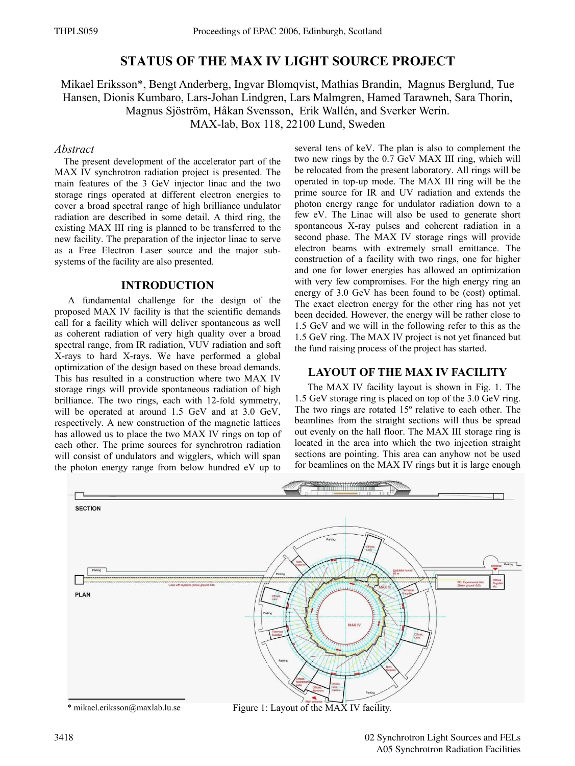# STATUS OF THE MAX IV LIGHT SOURCE PROJECT

Mikael Eriksson*, Bengt Anderberg, Ingvar Blomqvist, Mathias Brandin, Magnus Berglund, Tue Hansen, Dionis Kumbaro, Lars-Johan Lindgren, Lars Malmgren, Hamed Tarawneh, Sara Thorin, Magnus Sjöström, Håkan Svensson, Erik Wallén, and Sverker Werin.
MAX-lab, Box 118, 22100 Lund, Sweden

## *Abstract*

The present development of the accelerator part of the MAX IV synchrotron radiation project is presented. The main features of the 3 GeV injector linac and the two storage rings operated at different electron energies to cover a broad spectral range of high brilliance undulator radiation are described in some detail. A third ring, the existing MAX III ring is planned to be transferred to the new facility. The preparation of the injector linac to serve as a Free Electron Laser source and the major sub-systems of the facility are also presented.

## INTRODUCTION

A fundamental challenge for the design of the proposed MAX IV facility is that the scientific demands call for a facility which will deliver spontaneous as well as coherent radiation of very high quality over a broad spectral range, from IR radiation, VUV radiation and soft X-rays to hard X-rays. We have performed a global optimization of the design based on these broad demands. This has resulted in a construction where two MAX IV storage rings will provide spontaneous radiation of high brilliance. The two rings, each with 12-fold symmetry, will be operated at around 1.5 GeV and at 3.0 GeV, respectively. A new construction of the magnetic lattices has allowed us to place the two MAX IV rings on top of each other. The prime sources for synchrotron radiation will consist of undulators and wigglers, which will span the photon energy range from below hundred eV up to several tens of keV. The plan is also to complement the two new rings by the 0.7 GeV MAX III ring, which will be relocated from the present laboratory. All rings will be operated in top-up mode. The MAX III ring will be the prime source for IR and UV radiation and extends the photon energy range for undulator radiation down to a few eV. The Linac will also be used to generate short spontaneous X-ray pulses and coherent radiation in a second phase. The MAX IV storage rings will provide electron beams with extremely small emittance. The construction of a facility with two rings, one for higher and one for lower energies has allowed an optimization with very few compromises. For the high energy ring an energy of 3.0 GeV has been found to be (cost) optimal. The exact electron energy for the other ring has not yet been decided. However, the energy will be rather close to 1.5 GeV and we will in the following refer to this as the 1.5 GeV ring. The MAX IV project is not yet financed but the fund raising process of the project has started.

## LAYOUT OF THE MAX IV FACILITY

The MAX IV facility layout is shown in Fig. 1. The 1.5 GeV storage ring is placed on top of the 3.0 GeV ring. The two rings are rotated 15º relative to each other. The beamlines from the straight sections will thus be spread out evenly on the hall floor. The MAX III storage ring is located in the area into which the two injection straight sections are pointing. This area can anyhow not be used for beamlines on the MAX IV rings but it is large enough

Figure 1: Layout of the MAX IV facility.

\* mikael.eriksson@maxlab.lu.se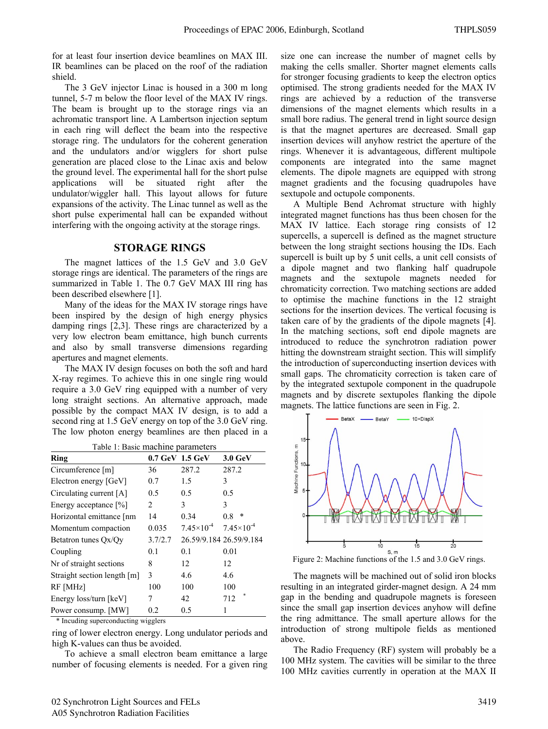for at least four insertion device beamlines on MAX III. IR beamlines can be placed on the roof of the radiation shield.

The 3 GeV injector Linac is housed in a 300 m long tunnel, 5-7 m below the floor level of the MAX IV rings. The beam is brought up to the storage rings via an achromatic transport line. A Lambertson injection septum in each ring will deflect the beam into the respective storage ring. The undulators for the coherent generation and the undulators and/or wigglers for short pulse generation are placed close to the Linac axis and below the ground level. The experimental hall for the short pulse applications will be situated right after the undulator/wiggler hall. This layout allows for future expansions of the activity. The Linac tunnel as well as the short pulse experimental hall can be expanded without interfering with the ongoing activity at the storage rings.

## STORAGE RINGS

The magnet lattices of the 1.5 GeV and 3.0 GeV storage rings are identical. The parameters of the rings are summarized in Table 1. The 0.7 GeV MAX III ring has been described elsewhere [1].

Many of the ideas for the MAX IV storage rings have been inspired by the design of high energy physics damping rings [2,3]. These rings are characterized by a very low electron beam emittance, high bunch currents and also by small transverse dimensions regarding apertures and magnet elements.

The MAX IV design focuses on both the soft and hard X-ray regimes. To achieve this in one single ring would require a 3.0 GeV ring equipped with a number of very long straight sections. An alternative approach, made possible by the compact MAX IV design, is to add a second ring at 1.5 GeV energy on top of the 3.0 GeV ring. The low photon energy beamlines are then placed in a ring of lower electron energy. Long undulator periods and high K-values can thus be avoided.

Table 1: Basic machine parameters

| Ring | 0.7 GeV | 1.5 GeV | 3.0 GeV |
|---|---|---|---|
| Circumference [m] | 36 | 287.2 | 287.2 |
| Electron energy [GeV] | 0.7 | 1.5 | 3 |
| Circulating current [A] | 0.5 | 0.5 | 0.5 |
| Energy acceptance [%] | 2 | 3 | 3 |
| Horizontal emittance [nm | 14 | 0.34 | 0.8 * |
| Momentum compaction | 0.035 | $7.45\times10^{-4}$ | $7.45\times10^{-4}$ |
| Betatron tunes Qx/Qy | 3.7/2.7 | 26.59/9.184 | 26.59/9.184 |
| Coupling | 0.1 | 0.1 | 0.01 |
| Nr of straight sections | 8 | 12 | 12 |
| Straight section length [m] | 3 | 4.6 | 4.6 |
| RF [MHz] | 100 | 100 | 100 |
| Energy loss/turn [keV] | 7 | 42 | 712 * |
| Power consump. [MW] | 0.2 | 0.5 | 1 |

\* Incuding superconducting wigglers

To achieve a small electron beam emittance a large number of focusing elements is needed. For a given ring size one can increase the number of magnet cells by making the cells smaller. Shorter magnet elements calls for stronger focusing gradients to keep the electron optics optimised. The strong gradients needed for the MAX IV rings are achieved by a reduction of the transverse dimensions of the magnet elements which results in a small bore radius. The general trend in light source design is that the magnet apertures are decreased. Small gap insertion devices will anyhow restrict the aperture of the rings. Whenever it is advantageous, different multipole components are integrated into the same magnet elements. The dipole magnets are equipped with strong magnet gradients and the focusing quadrupoles have sextupole and octupole components.

A Multiple Bend Achromat structure with highly integrated magnet functions has thus been chosen for the MAX IV lattice. Each storage ring consists of 12 supercells, a supercell is defined as the magnet structure between the long straight sections housing the IDs. Each supercell is built up by 5 unit cells, a unit cell consists of a dipole magnet and two flanking half quadrupole magnets and the sextupole magnets needed for chromaticity correction. Two matching sections are added to optimise the machine functions in the 12 straight sections for the insertion devices. The vertical focusing is taken care of by the gradients of the dipole magnets [4]. In the matching sections, soft end dipole magnets are introduced to reduce the synchrotron radiation power hitting the downstream straight section. This will simplify the introduction of superconducting insertion devices with small gaps. The chromaticity correction is taken care of by the integrated sextupole component in the quadrupole magnets and by discrete sextupoles flanking the dipole magnets. The lattice functions are seen in Fig. 2.

Figure 2: Machine functions of the 1.5 and 3.0 GeV rings.

The magnets will be machined out of solid iron blocks resulting in an integrated girder-magnet design. A 24 mm gap in the bending and quadrupole magnets is foreseen since the small gap insertion devices anyhow will define the ring admittance. The small aperture allows for the introduction of strong multipole fields as mentioned above.

The Radio Frequency (RF) system will probably be a 100 MHz system. The cavities will be similar to the three 100 MHz cavities currently in operation at the MAX II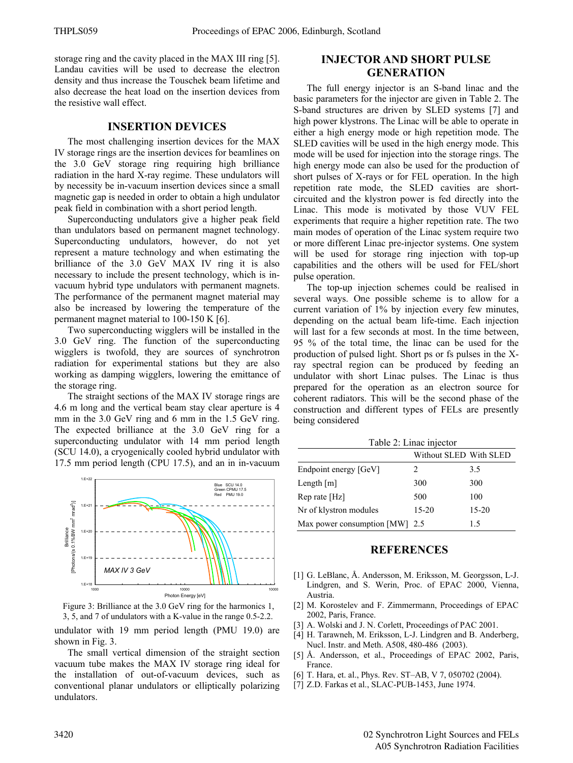storage ring and the cavity placed in the MAX III ring [5]. Landau cavities will be used to decrease the electron density and thus increase the Touschek beam lifetime and also decrease the heat load on the insertion devices from the resistive wall effect.

## INSERTION DEVICES

The most challenging insertion devices for the MAX IV storage rings are the insertion devices for beamlines on the 3.0 GeV storage ring requiring high brilliance radiation in the hard X-ray regime. These undulators will by necessity be in-vacuum insertion devices since a small magnetic gap is needed in order to obtain a high undulator peak field in combination with a short period length.

Superconducting undulators give a higher peak field than undulators based on permanent magnet technology. Superconducting undulators, however, do not yet represent a mature technology and when estimating the brilliance of the 3.0 GeV MAX IV ring it is also necessary to include the present technology, which is in-vacuum hybrid type undulators with permanent magnets. The performance of the permanent magnet material may also be increased by lowering the temperature of the permanent magnet material to 100-150 K [6].

Two superconducting wigglers will be installed in the 3.0 GeV ring. The function of the superconducting wigglers is twofold, they are sources of synchrotron radiation for experimental stations but they are also working as damping wigglers, lowering the emittance of the storage ring.

The straight sections of the MAX IV storage rings are 4.6 m long and the vertical beam stay clear aperture is 4 mm in the 3.0 GeV ring and 6 mm in the 1.5 GeV ring. The expected brilliance at the 3.0 GeV ring for a superconducting undulator with 14 mm period length (SCU 14.0), a cryogenically cooled hybrid undulator with 17.5 mm period length (CPU 17.5), and an in in-vacuum undulator with 19 mm period length (PMU 19.0) are shown in Fig. 3.

Blue SCU 14.0
Green CPMU 17.5
Red PMU 19.0

Brilliance [Photons/(s 0.1%BW mm$^2$ mrad$^2$)]

1.E+22
1.E+21
1.E+20
1.E+19
1.E+18

MAX IV 3 GeV

1000
10000
100000

Photon Energy [eV]

Figure 3: Brilliance at the 3.0 GeV ring for the harmonics 1, 3, 5, and 7 of undulators with a K-value in the range 0.5-2.2.

The small vertical dimension of the straight section vacuum tube makes the MAX IV storage ring ideal for the installation of out-of-vacuum devices, such as conventional planar undulators or elliptically polarizing undulators.

## INJECTOR AND SHORT PULSE GENERATION

The full energy injector is an S-band linac and the basic parameters for the injector are given in Table 2. The S-band structures are driven by SLED systems [7] and high power klystrons. The Linac will be able to operate in either a high energy mode or high repetition mode. The SLED cavities will be used in the high energy mode. This mode will be used for injection into the storage rings. The high energy mode can also be used for the production of short pulses of X-rays or for FEL operation. In the high repetition rate mode, the SLED cavities are short-circuited and the klystron power is fed directly into the Linac. This mode is motivated by those VUV FEL experiments that require a higher repetition rate. The two main modes of operation of the Linac system require two or more different Linac pre-injector systems. One system will be used for storage ring injection with top-up capabilities and the others will be used for FEL/short pulse operation.

The top-up injection schemes could be realised in several ways. One possible scheme is to allow for a current variation of 1% by injection every few minutes, depending on the actual beam life-time. Each injection will last for a few seconds at most. In the time between, 95 % of the total time, the linac can be used for the production of pulsed light. Short ps or fs pulses in the X-ray spectral region can be produced by feeding an undulator with short Linac pulses. The Linac is thus prepared for the operation as an electron source for coherent radiators. This will be the second phase of the construction and different types of FELs are presently being considered

Table 2: Linac injector

| | Without SLED | With SLED |
|---|---|---|
| Endpoint energy [GeV] | 2 | 3.5 |
| Length [m] | 300 | 300 |
| Rep rate [Hz] | 500 | 100 |
| Nr of klystron modules | 15-20 | 15-20 |
| Max power consumption [MW] | 2.5 | 1.5 |

## REFERENCES

[1] G. LeBlanc, Å. Andersson, M. Eriksson, M. Georgsson, L-J. Lindgren, and S. Werin, Proc. of EPAC 2000, Vienna, Austria.

[2] M. Korostelev and F. Zimmermann, Proceedings of EPAC 2002, Paris, France.

[3] A. Wolski and J. N. Corlett, Proceedings of PAC 2001.

[4] H. Tarawneh, M. Eriksson, L-J. Lindgren and B. Anderberg, Nucl. Instr. and Meth. A508, 480-486 (2003).

[5] Å. Andersson, et al., Proceedings of EPAC 2002, Paris, France.

[6] T. Hara, et. al., Phys. Rev. ST–AB, V 7, 050702 (2004).

[7] Z.D. Farkas et al., SLAC-PUB-1453, June 1974.